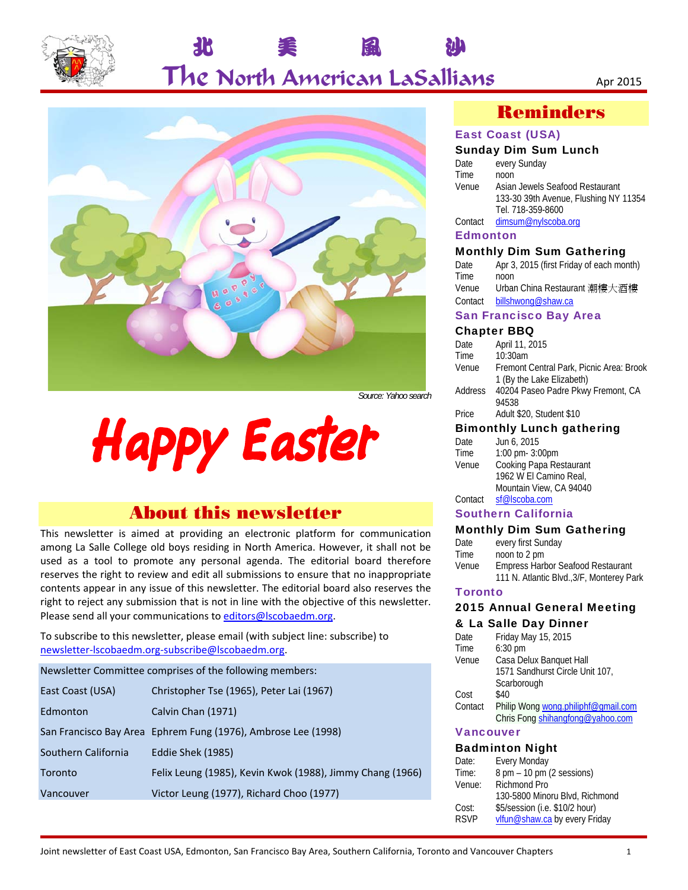# 北 美 風 沙

# The North American LaSallians

Apr 2015

Source: Yahoo search

# Happy Easter

## About this newsletter

This newsletter is aimed at providing an electronic platform for communication among La Salle College old boys residing in North America. However, it shall not be used as a tool to promote any personal agenda. The editorial board therefore reserves the right to review and edit all submissions to ensure that no inappropriate contents appear in any issue of this newsletter. The editorial board also reserves the right to reject any submission that is not in line with the objective of this newsletter. Please send all your communications to editors@lscobaedm.org.

To subscribe to this newsletter, please email (with subject line: subscribe) to newsletter-lscobaedm.org-subscribe@lscobaedm.org.

| Newsletter Committee comprises of the following members: | |
|---|---|
| East Coast (USA) | Christopher Tse (1965), Peter Lai (1967) |
| Edmonton | Calvin Chan (1971) |
| San Francisco Bay Area | Ephrem Fung (1976), Ambrose Lee (1998) |
| Southern California | Eddie Shek (1985) |
| Toronto | Felix Leung (1985), Kevin Kwok (1988), Jimmy Chang (1966) |
| Vancouver | Victor Leung (1977), Richard Choo (1977) |

## Reminders

### East Coast (USA)

#### Sunday Dim Sum Lunch

Date: every Sunday
Time: noon
Venue: Asian Jewels Seafood Restaurant, 133-30 39th Avenue, Flushing NY 11354, Tel. 718-359-8600
Contact: dimsum@nylscoba.org

### Edmonton

#### Monthly Dim Sum Gathering

Date: Apr 3, 2015 (first Friday of each month)
Time: noon
Venue: Urban China Restaurant 潮樓大酒樓
Contact: billshwong@shaw.ca

### San Francisco Bay Area

#### Chapter BBQ

Date: April 11, 2015
Time: 10:30am
Venue: Fremont Central Park, Picnic Area: Brook 1 (By the Lake Elizabeth)
Address: 40204 Paseo Padre Pkwy Fremont, CA 94538
Price: Adult $20, Student $10

#### Bimonthly Lunch gathering

Date: Jun 6, 2015
Time: 1:00 pm- 3:00pm
Venue: Cooking Papa Restaurant, 1962 W El Camino Real, Mountain View, CA 94040
Contact: sf@lscoba.com

### Southern California

#### Monthly Dim Sum Gathering

Date: every first Sunday
Time: noon to 2 pm
Venue: Empress Harbor Seafood Restaurant, 111 N. Atlantic Blvd.,3/F, Monterey Park

### Toronto

#### 2015 Annual General Meeting & La Salle Day Dinner

Date: Friday May 15, 2015
Time: 6:30 pm
Venue: Casa Delux Banquet Hall, 1571 Sandhurst Circle Unit 107, Scarborough
Cost: $40
Contact: Philip Wong wong.philiphf@gmail.com, Chris Fong shihangfong@yahoo.com

### Vancouver

#### Badminton Night

Date: Every Monday
Time: 8 pm – 10 pm (2 sessions)
Venue: Richmond Pro, 130-5800 Minoru Blvd, Richmond
Cost: $5/session (i.e. $10/2 hour)
RSVP: vlfun@shaw.ca by every Friday

Joint newsletter of East Coast USA, Edmonton, San Francisco Bay Area, Southern California, Toronto and Vancouver Chapters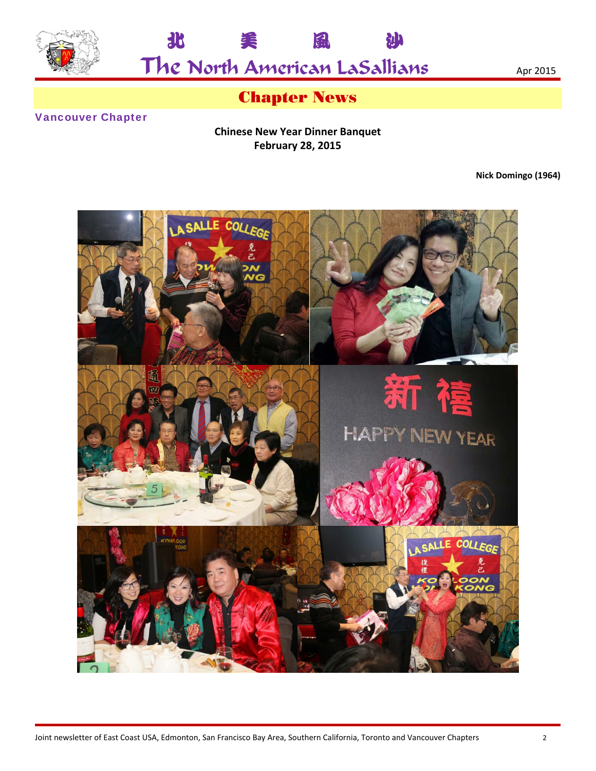## Chapter News

### Vancouver Chapter

**Chinese New Year Dinner Banquet**
**February 28, 2015**

**Nick Domingo (1964)**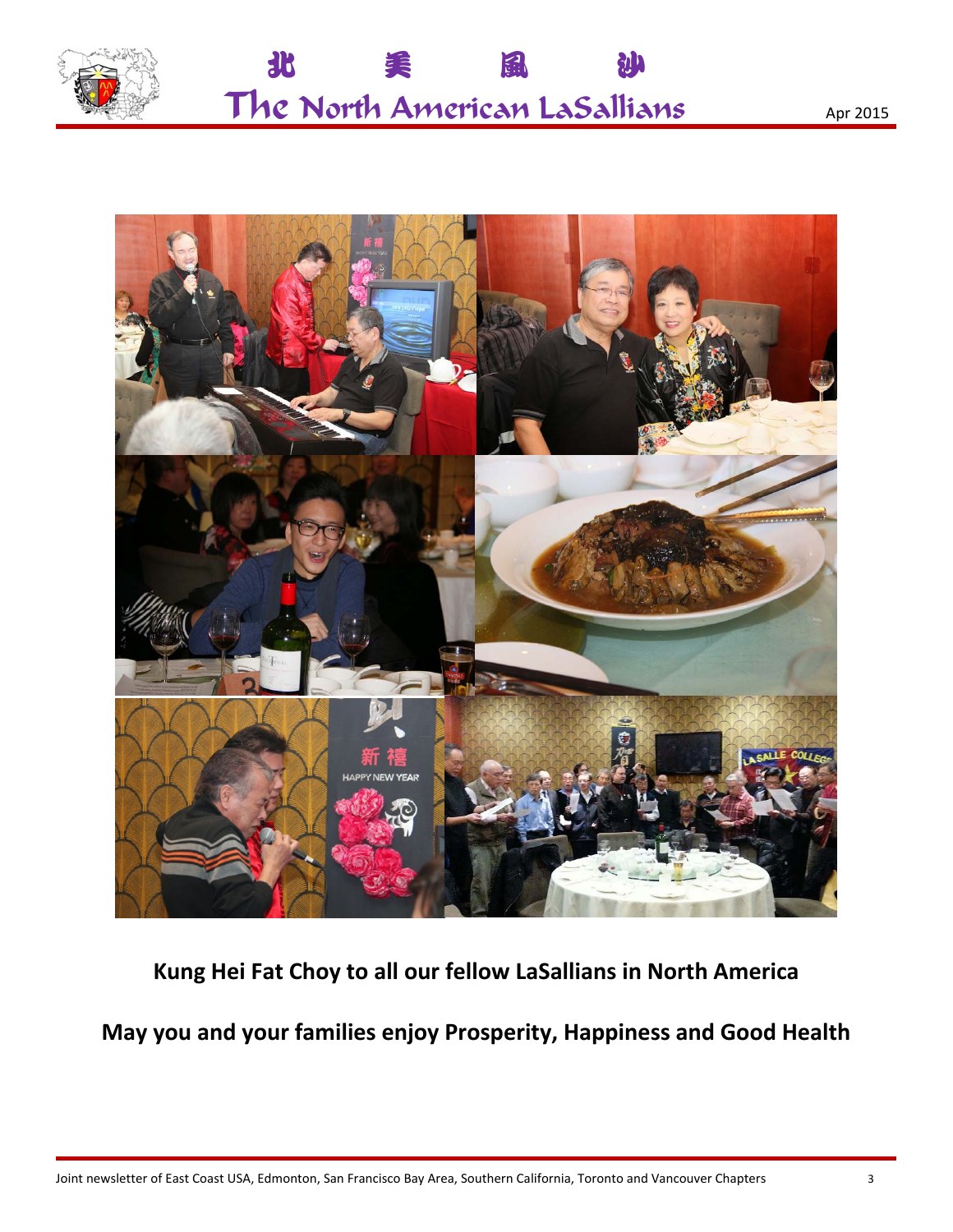**Kung Hei Fat Choy to all our fellow LaSallians in North America**

**May you and your families enjoy Prosperity, Happiness and Good Health**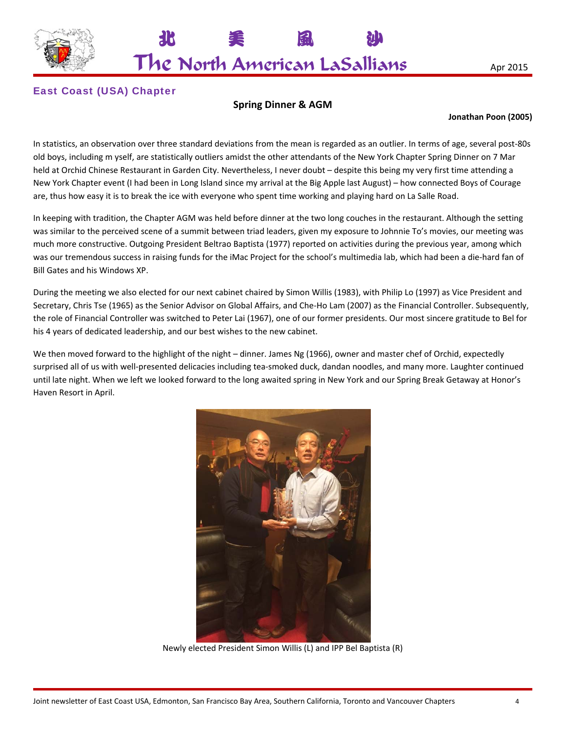## East Coast (USA) Chapter

### Spring Dinner & AGM

**Jonathan Poon (2005)**

In statistics, an observation over three standard deviations from the mean is regarded as an outlier. In terms of age, several post-80s old boys, including m yself, are statistically outliers amidst the other attendants of the New York Chapter Spring Dinner on 7 Mar held at Orchid Chinese Restaurant in Garden City. Nevertheless, I never doubt – despite this being my very first time attending a New York Chapter event (I had been in Long Island since my arrival at the Big Apple last August) – how connected Boys of Courage are, thus how easy it is to break the ice with everyone who spent time working and playing hard on La Salle Road.

In keeping with tradition, the Chapter AGM was held before dinner at the two long couches in the restaurant. Although the setting was similar to the perceived scene of a summit between triad leaders, given my exposure to Johnnie To's movies, our meeting was much more constructive. Outgoing President Beltrao Baptista (1977) reported on activities during the previous year, among which was our tremendous success in raising funds for the iMac Project for the school's multimedia lab, which had been a die-hard fan of Bill Gates and his Windows XP.

During the meeting we also elected for our next cabinet chaired by Simon Willis (1983), with Philip Lo (1997) as Vice President and Secretary, Chris Tse (1965) as the Senior Advisor on Global Affairs, and Che-Ho Lam (2007) as the Financial Controller. Subsequently, the role of Financial Controller was switched to Peter Lai (1967), one of our former presidents. Our most sincere gratitude to Bel for his 4 years of dedicated leadership, and our best wishes to the new cabinet.

We then moved forward to the highlight of the night – dinner. James Ng (1966), owner and master chef of Orchid, expectedly surprised all of us with well-presented delicacies including tea-smoked duck, dandan noodles, and many more. Laughter continued until late night. When we left we looked forward to the long awaited spring in New York and our Spring Break Getaway at Honor's Haven Resort in April.

Newly elected President Simon Willis (L) and IPP Bel Baptista (R)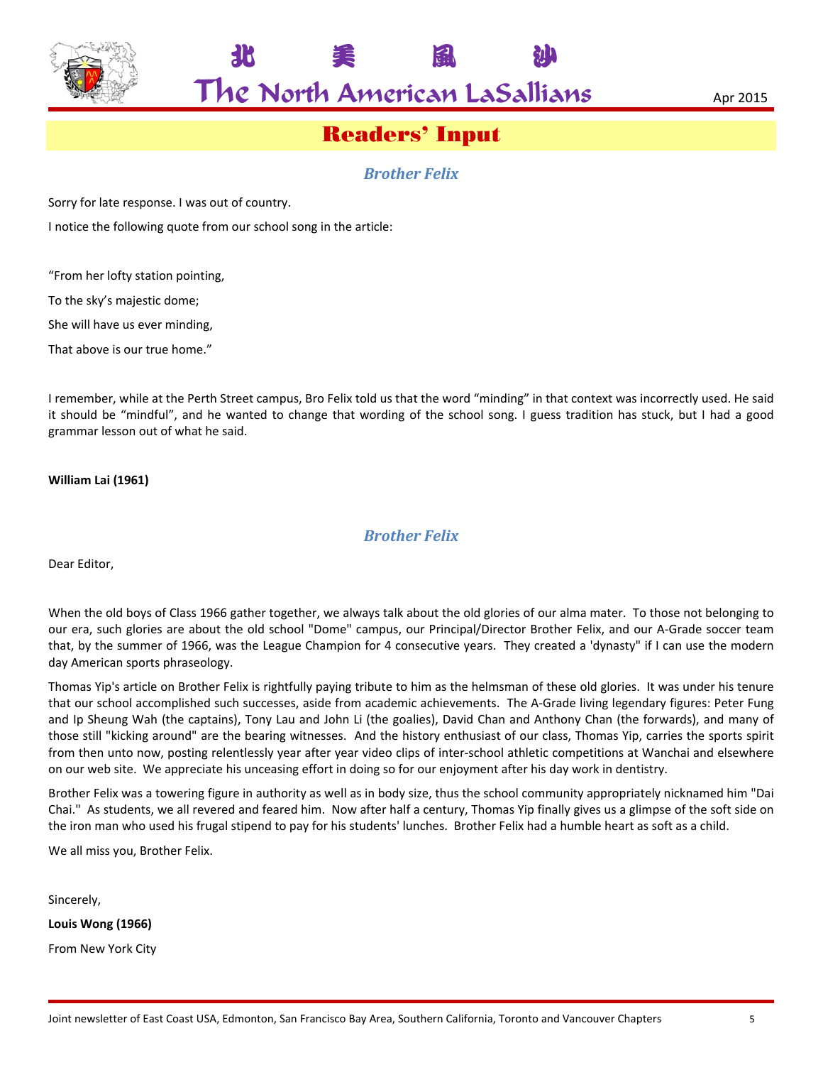# Readers' Input

## *Brother Felix*

Sorry for late response. I was out of country.

I notice the following quote from our school song in the article:

"From her lofty station pointing,

To the sky's majestic dome;

She will have us ever minding,

That above is our true home."

I remember, while at the Perth Street campus, Bro Felix told us that the word "minding" in that context was incorrectly used. He said it should be "mindful", and he wanted to change that wording of the school song. I guess tradition has stuck, but I had a good grammar lesson out of what he said.

**William Lai (1961)**

## *Brother Felix*

Dear Editor,

When the old boys of Class 1966 gather together, we always talk about the old glories of our alma mater. To those not belonging to our era, such glories are about the old school "Dome" campus, our Principal/Director Brother Felix, and our A-Grade soccer team that, by the summer of 1966, was the League Champion for 4 consecutive years. They created a 'dynasty' if I can use the modern day American sports phraseology.

Thomas Yip's article on Brother Felix is rightfully paying tribute to him as the helmsman of these old glories. It was under his tenure that our school accomplished such successes, aside from academic achievements. The A-Grade living legendary figures: Peter Fung and Ip Sheung Wah (the captains), Tony Lau and John Li (the goalies), David Chan and Anthony Chan (the forwards), and many of those still "kicking around" are the bearing witnesses. And the history enthusiast of our class, Thomas Yip, carries the sports spirit from then unto now, posting relentlessly year after year video clips of inter-school athletic competitions at Wanchai and elsewhere on our web site. We appreciate his unceasing effort in doing so for our enjoyment after his day work in dentistry.

Brother Felix was a towering figure in authority as well as in body size, thus the school community appropriately nicknamed him "Dai Chai." As students, we all revered and feared him. Now after half a century, Thomas Yip finally gives us a glimpse of the soft side on the iron man who used his frugal stipend to pay for his students' lunches. Brother Felix had a humble heart as soft as a child.

We all miss you, Brother Felix.

Sincerely,

**Louis Wong (1966)**

From New York City